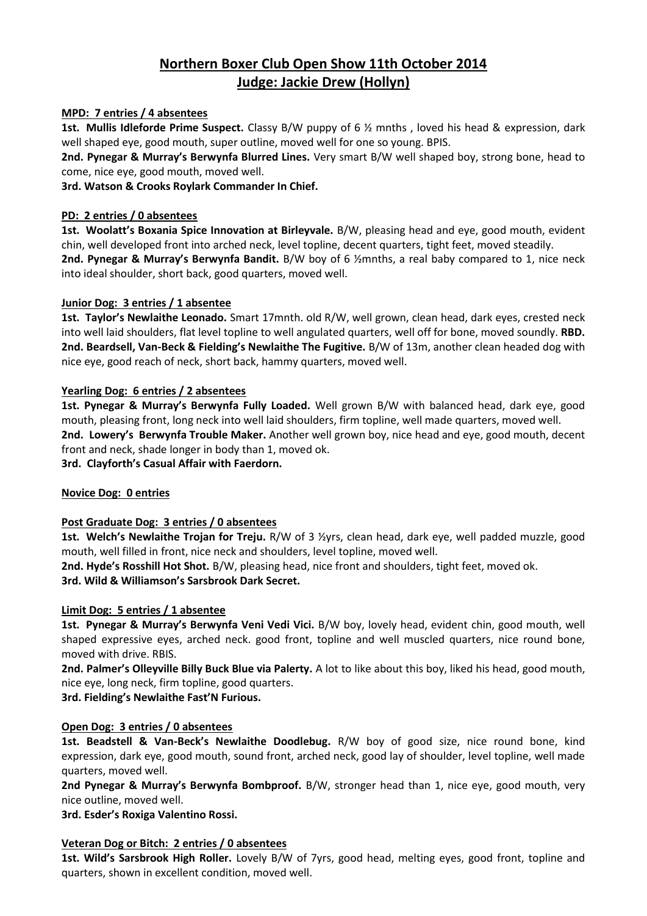# Northern Boxer Club Open Show 11th October 2014
# Judge: Jackie Drew (Hollyn)

**MPD: 7 entries / 4 absentees**

**1st. Mullis Idleforde Prime Suspect.** Classy B/W puppy of 6 ½ mnths , loved his head & expression, dark well shaped eye, good mouth, super outline, moved well for one so young. BPIS.

**2nd. Pynegar & Murray's Berwynfa Blurred Lines.** Very smart B/W well shaped boy, strong bone, head to come, nice eye, good mouth, moved well.

**3rd. Watson & Crooks Roylark Commander In Chief.**

**PD: 2 entries / 0 absentees**

**1st. Woolatt's Boxania Spice Innovation at Birleyvale.** B/W, pleasing head and eye, good mouth, evident chin, well developed front into arched neck, level topline, decent quarters, tight feet, moved steadily.

**2nd. Pynegar & Murray's Berwynfa Bandit.** B/W boy of 6 ½mnths, a real baby compared to 1, nice neck into ideal shoulder, short back, good quarters, moved well.

**Junior Dog: 3 entries / 1 absentee**

**1st. Taylor's Newlaithe Leonado.** Smart 17mnth. old R/W, well grown, clean head, dark eyes, crested neck into well laid shoulders, flat level topline to well angulated quarters, well off for bone, moved soundly. **RBD.**

**2nd. Beardsell, Van-Beck & Fielding's Newlaithe The Fugitive.** B/W of 13m, another clean headed dog with nice eye, good reach of neck, short back, hammy quarters, moved well.

**Yearling Dog: 6 entries / 2 absentees**

**1st. Pynegar & Murray's Berwynfa Fully Loaded.** Well grown B/W with balanced head, dark eye, good mouth, pleasing front, long neck into well laid shoulders, firm topline, well made quarters, moved well.

**2nd. Lowery's Berwynfa Trouble Maker.** Another well grown boy, nice head and eye, good mouth, decent front and neck, shade longer in body than 1, moved ok.

**3rd. Clayforth's Casual Affair with Faerdorn.**

**Novice Dog: 0 entries**

**Post Graduate Dog: 3 entries / 0 absentees**

**1st. Welch's Newlaithe Trojan for Treju.** R/W of 3 ½yrs, clean head, dark eye, well padded muzzle, good mouth, well filled in front, nice neck and shoulders, level topline, moved well.

**2nd. Hyde's Rosshill Hot Shot.** B/W, pleasing head, nice front and shoulders, tight feet, moved ok.

**3rd. Wild & Williamson's Sarsbrook Dark Secret.**

**Limit Dog: 5 entries / 1 absentee**

**1st. Pynegar & Murray's Berwynfa Veni Vedi Vici.** B/W boy, lovely head, evident chin, good mouth, well shaped expressive eyes, arched neck. good front, topline and well muscled quarters, nice round bone, moved with drive. RBIS.

**2nd. Palmer's Olleyville Billy Buck Blue via Palerty.** A lot to like about this boy, liked his head, good mouth, nice eye, long neck, firm topline, good quarters.

**3rd. Fielding's Newlaithe Fast'N Furious.**

**Open Dog: 3 entries / 0 absentees**

**1st. Beadstell & Van-Beck's Newlaithe Doodlebug.** R/W boy of good size, nice round bone, kind expression, dark eye, good mouth, sound front, arched neck, good lay of shoulder, level topline, well made quarters, moved well.

**2nd Pynegar & Murray's Berwynfa Bombproof.** B/W, stronger head than 1, nice eye, good mouth, very nice outline, moved well.

**3rd. Esder's Roxiga Valentino Rossi.**

**Veteran Dog or Bitch: 2 entries / 0 absentees**

**1st. Wild's Sarsbrook High Roller.** Lovely B/W of 7yrs, good head, melting eyes, good front, topline and quarters, shown in excellent condition, moved well.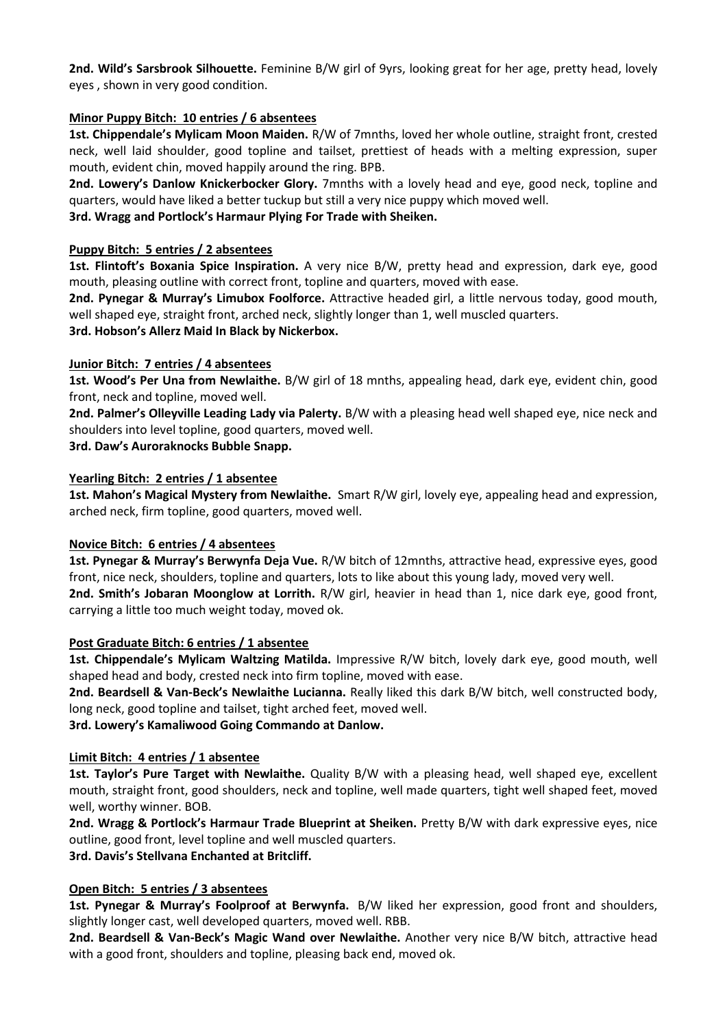**2nd. Wild's Sarsbrook Silhouette.** Feminine B/W girl of 9yrs, looking great for her age, pretty head, lovely eyes , shown in very good condition.

**Minor Puppy Bitch: 10 entries / 6 absentees**

**1st. Chippendale's Mylicam Moon Maiden.** R/W of 7mnths, loved her whole outline, straight front, crested neck, well laid shoulder, good topline and tailset, prettiest of heads with a melting expression, super mouth, evident chin, moved happily around the ring. BPB.

**2nd. Lowery's Danlow Knickerbocker Glory.** 7mnths with a lovely head and eye, good neck, topline and quarters, would have liked a better tuckup but still a very nice puppy which moved well.

**3rd. Wragg and Portlock's Harmaur Plying For Trade with Sheiken.**

**Puppy Bitch: 5 entries / 2 absentees**

**1st. Flintoft's Boxania Spice Inspiration.** A very nice B/W, pretty head and expression, dark eye, good mouth, pleasing outline with correct front, topline and quarters, moved with ease.

**2nd. Pynegar & Murray's Limubox Foolforce.** Attractive headed girl, a little nervous today, good mouth, well shaped eye, straight front, arched neck, slightly longer than 1, well muscled quarters.

**3rd. Hobson's Allerz Maid In Black by Nickerbox.**

**Junior Bitch: 7 entries / 4 absentees**

**1st. Wood's Per Una from Newlaithe.** B/W girl of 18 mnths, appealing head, dark eye, evident chin, good front, neck and topline, moved well.

**2nd. Palmer's Olleyville Leading Lady via Palerty.** B/W with a pleasing head well shaped eye, nice neck and shoulders into level topline, good quarters, moved well.

**3rd. Daw's Auroraknocks Bubble Snapp.**

**Yearling Bitch: 2 entries / 1 absentee**

**1st. Mahon's Magical Mystery from Newlaithe.** Smart R/W girl, lovely eye, appealing head and expression, arched neck, firm topline, good quarters, moved well.

**Novice Bitch: 6 entries / 4 absentees**

**1st. Pynegar & Murray's Berwynfa Deja Vue.** R/W bitch of 12mnths, attractive head, expressive eyes, good front, nice neck, shoulders, topline and quarters, lots to like about this young lady, moved very well.

**2nd. Smith's Jobaran Moonglow at Lorrith.** R/W girl, heavier in head than 1, nice dark eye, good front, carrying a little too much weight today, moved ok.

**Post Graduate Bitch: 6 entries / 1 absentee**

**1st. Chippendale's Mylicam Waltzing Matilda.** Impressive R/W bitch, lovely dark eye, good mouth, well shaped head and body, crested neck into firm topline, moved with ease.

**2nd. Beardsell & Van-Beck's Newlaithe Lucianna.** Really liked this dark B/W bitch, well constructed body, long neck, good topline and tailset, tight arched feet, moved well.

**3rd. Lowery's Kamaliwood Going Commando at Danlow.**

**Limit Bitch: 4 entries / 1 absentee**

**1st. Taylor's Pure Target with Newlaithe.** Quality B/W with a pleasing head, well shaped eye, excellent mouth, straight front, good shoulders, neck and topline, well made quarters, tight well shaped feet, moved well, worthy winner. BOB.

**2nd. Wragg & Portlock's Harmaur Trade Blueprint at Sheiken.** Pretty B/W with dark expressive eyes, nice outline, good front, level topline and well muscled quarters.

**3rd. Davis's Stellvana Enchanted at Britcliff.**

**Open Bitch: 5 entries / 3 absentees**

**1st. Pynegar & Murray's Foolproof at Berwynfa.** B/W liked her expression, good front and shoulders, slightly longer cast, well developed quarters, moved well. RBB.

**2nd. Beardsell & Van-Beck's Magic Wand over Newlaithe.** Another very nice B/W bitch, attractive head with a good front, shoulders and topline, pleasing back end, moved ok.